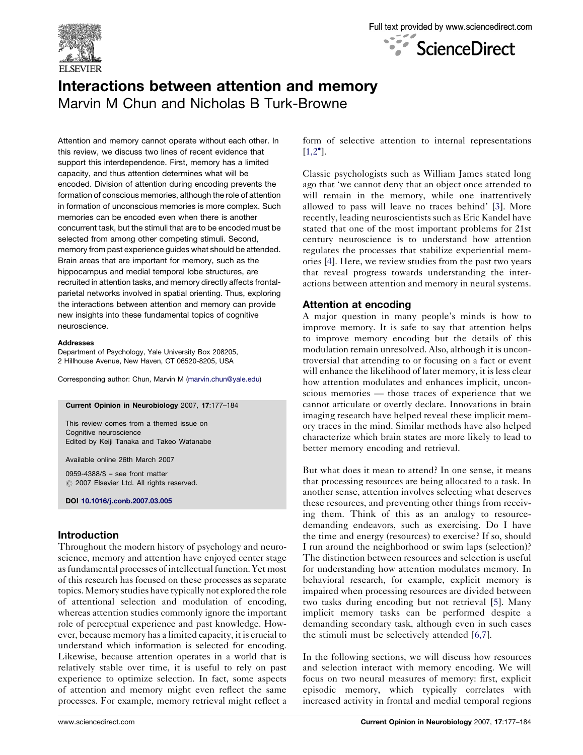# Interactions between attention and memory

Marvin M Chun and Nicholas B Turk-Browne

Attention and memory cannot operate without each other. In this review, we discuss two lines of recent evidence that support this interdependence. First, memory has a limited capacity, and thus attention determines what will be encoded. Division of attention during encoding prevents the formation of conscious memories, although the role of attention in formation of unconscious memories is more complex. Such memories can be encoded even when there is another concurrent task, but the stimuli that are to be encoded must be selected from among other competing stimuli. Second, memory from past experience guides what should be attended. Brain areas that are important for memory, such as the hippocampus and medial temporal lobe structures, are recruited in attention tasks, and memory directly affects frontal-parietal networks involved in spatial orienting. Thus, exploring the interactions between attention and memory can provide new insights into these fundamental topics of cognitive neuroscience.

**Addresses**
Department of Psychology, Yale University Box 208205, 2 Hillhouse Avenue, New Haven, CT 06520-8205, USA

Corresponding author: Chun, Marvin M (marvin.chun@yale.edu)

**Current Opinion in Neurobiology** 2007, **17**:177–184

This review comes from a themed issue on Cognitive neuroscience
Edited by Keiji Tanaka and Takeo Watanabe

Available online 26th March 2007

0959-4388/$ – see front matter
© 2007 Elsevier Ltd. All rights reserved.

**DOI** 10.1016/j.conb.2007.03.005

## Introduction

Throughout the modern history of psychology and neuroscience, memory and attention have enjoyed center stage as fundamental processes of intellectual function. Yet most of this research has focused on these processes as separate topics. Memory studies have typically not explored the role of attentional selection and modulation of encoding, whereas attention studies commonly ignore the important role of perceptual experience and past knowledge. However, because memory has a limited capacity, it is crucial to understand which information is selected for encoding. Likewise, because attention operates in a world that is relatively stable over time, it is useful to rely on past experience to optimize selection. In fact, some aspects of attention and memory might even reflect the same processes. For example, memory retrieval might reflect a form of selective attention to internal representations [1,2•].

Classic psychologists such as William James stated long ago that 'we cannot deny that an object once attended to will remain in the memory, while one inattentively allowed to pass will leave no traces behind' [3]. More recently, leading neuroscientists such as Eric Kandel have stated that one of the most important problems for 21st century neuroscience is to understand how attention regulates the processes that stabilize experiential memories [4]. Here, we review studies from the past two years that reveal progress towards understanding the interactions between attention and memory in neural systems.

## Attention at encoding

A major question in many people's minds is how to improve memory. It is safe to say that attention helps to improve memory encoding but the details of this modulation remain unresolved. Also, although it is uncontroversial that attending to or focusing on a fact or event will enhance the likelihood of later memory, it is less clear how attention modulates and enhances implicit, unconscious memories — those traces of experience that we cannot articulate or overtly declare. Innovations in brain imaging research have helped reveal these implicit memory traces in the mind. Similar methods have also helped characterize which brain states are more likely to lead to better memory encoding and retrieval.

But what does it mean to attend? In one sense, it means that processing resources are being allocated to a task. In another sense, attention involves selecting what deserves these resources, and preventing other things from receiving them. Think of this as an analogy to resource-demanding endeavors, such as exercising. Do I have the time and energy (resources) to exercise? If so, should I run around the neighborhood or swim laps (selection)? The distinction between resources and selection is useful for understanding how attention modulates memory. In behavioral research, for example, explicit memory is impaired when processing resources are divided between two tasks during encoding but not retrieval [5]. Many implicit memory tasks can be performed despite a demanding secondary task, although even in such cases the stimuli must be selectively attended [6,7].

In the following sections, we will discuss how resources and selection interact with memory encoding. We will focus on two neural measures of memory: first, explicit episodic memory, which typically correlates with increased activity in frontal and medial temporal regions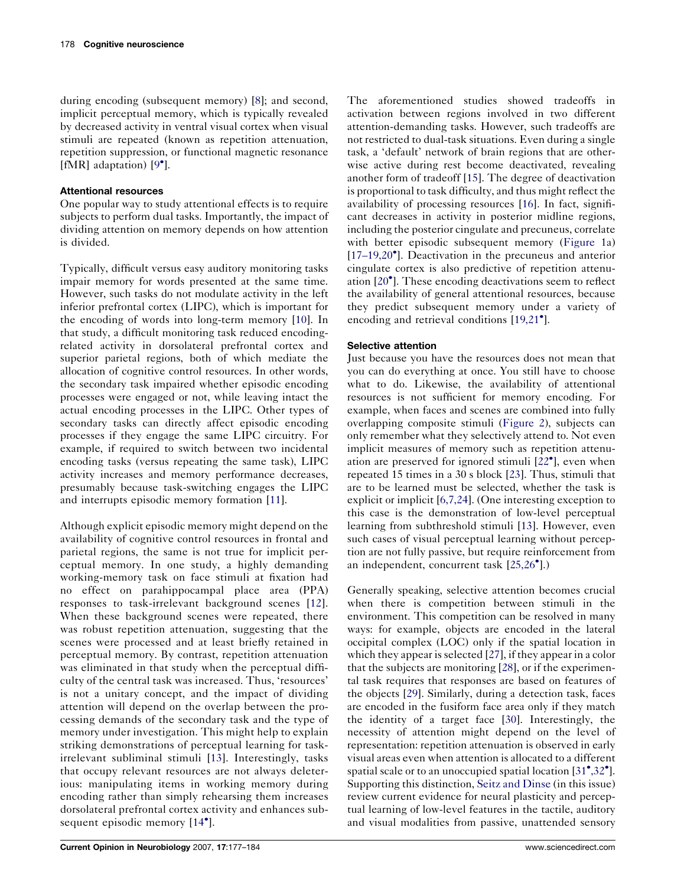during encoding (subsequent memory) [8]; and second, implicit perceptual memory, which is typically revealed by decreased activity in ventral visual cortex when visual stimuli are repeated (known as repetition attenuation, repetition suppression, or functional magnetic resonance [fMR] adaptation) [9•].

### Attentional resources

One popular way to study attentional effects is to require subjects to perform dual tasks. Importantly, the impact of dividing attention on memory depends on how attention is divided.

Typically, difficult versus easy auditory monitoring tasks impair memory for words presented at the same time. However, such tasks do not modulate activity in the left inferior prefrontal cortex (LIPC), which is important for the encoding of words into long-term memory [10]. In that study, a difficult monitoring task reduced encoding-related activity in dorsolateral prefrontal cortex and superior parietal regions, both of which mediate the allocation of cognitive control resources. In other words, the secondary task impaired whether episodic encoding processes were engaged or not, while leaving intact the actual encoding processes in the LIPC. Other types of secondary tasks can directly affect episodic encoding processes if they engage the same LIPC circuitry. For example, if required to switch between two incidental encoding tasks (versus repeating the same task), LIPC activity increases and memory performance decreases, presumably because task-switching engages the LIPC and interrupts episodic memory formation [11].

Although explicit episodic memory might depend on the availability of cognitive control resources in frontal and parietal regions, the same is not true for implicit perceptual memory. In one study, a highly demanding working-memory task on face stimuli at fixation had no effect on parahippocampal place area (PPA) responses to task-irrelevant background scenes [12]. When these background scenes were repeated, there was robust repetition attenuation, suggesting that the scenes were processed and at least briefly retained in perceptual memory. By contrast, repetition attenuation was eliminated in that study when the perceptual difficulty of the central task was increased. Thus, 'resources' is not a unitary concept, and the impact of dividing attention will depend on the overlap between the processing demands of the secondary task and the type of memory under investigation. This might help to explain striking demonstrations of perceptual learning for task-irrelevant subliminal stimuli [13]. Interestingly, tasks that occupy relevant resources are not always deleterious: manipulating items in working memory during encoding rather than simply rehearsing them increases dorsolateral prefrontal cortex activity and enhances subsequent episodic memory [14•].

The aforementioned studies showed tradeoffs in activation between regions involved in two different attention-demanding tasks. However, such tradeoffs are not restricted to dual-task situations. Even during a single task, a 'default' network of brain regions that are otherwise active during rest become deactivated, revealing another form of tradeoff [15]. The degree of deactivation is proportional to task difficulty, and thus might reflect the availability of processing resources [16]. In fact, significant decreases in activity in posterior midline regions, including the posterior cingulate and precuneus, correlate with better episodic subsequent memory (Figure 1a) [17–19,20•]. Deactivation in the precuneus and anterior cingulate cortex is also predictive of repetition attenuation [20•]. These encoding deactivations seem to reflect the availability of general attentional resources, because they predict subsequent memory under a variety of encoding and retrieval conditions [19,21•].

### Selective attention

Just because you have the resources does not mean that you can do everything at once. You still have to choose what to do. Likewise, the availability of attentional resources is not sufficient for memory encoding. For example, when faces and scenes are combined into fully overlapping composite stimuli (Figure 2), subjects can only remember what they selectively attend to. Not even implicit measures of memory such as repetition attenuation are preserved for ignored stimuli [22•], even when repeated 15 times in a 30 s block [23]. Thus, stimuli that are to be learned must be selected, whether the task is explicit or implicit [6,7,24]. (One interesting exception to this case is the demonstration of low-level perceptual learning from subthreshold stimuli [13]. However, even such cases of visual perceptual learning without perception are not fully passive, but require reinforcement from an independent, concurrent task [25,26•].)

Generally speaking, selective attention becomes crucial when there is competition between stimuli in the environment. This competition can be resolved in many ways: for example, objects are encoded in the lateral occipital complex (LOC) only if the spatial location in which they appear is selected [27], if they appear in a color that the subjects are monitoring [28], or if the experimental task requires that responses are based on features of the objects [29]. Similarly, during a detection task, faces are encoded in the fusiform face area only if they match the identity of a target face [30]. Interestingly, the necessity of attention might depend on the level of representation: repetition attenuation is observed in early visual areas even when attention is allocated to a different spatial scale or to an unoccupied spatial location [31•,32•]. Supporting this distinction, Seitz and Dinse (in this issue) review current evidence for neural plasticity and perceptual learning of low-level features in the tactile, auditory and visual modalities from passive, unattended sensory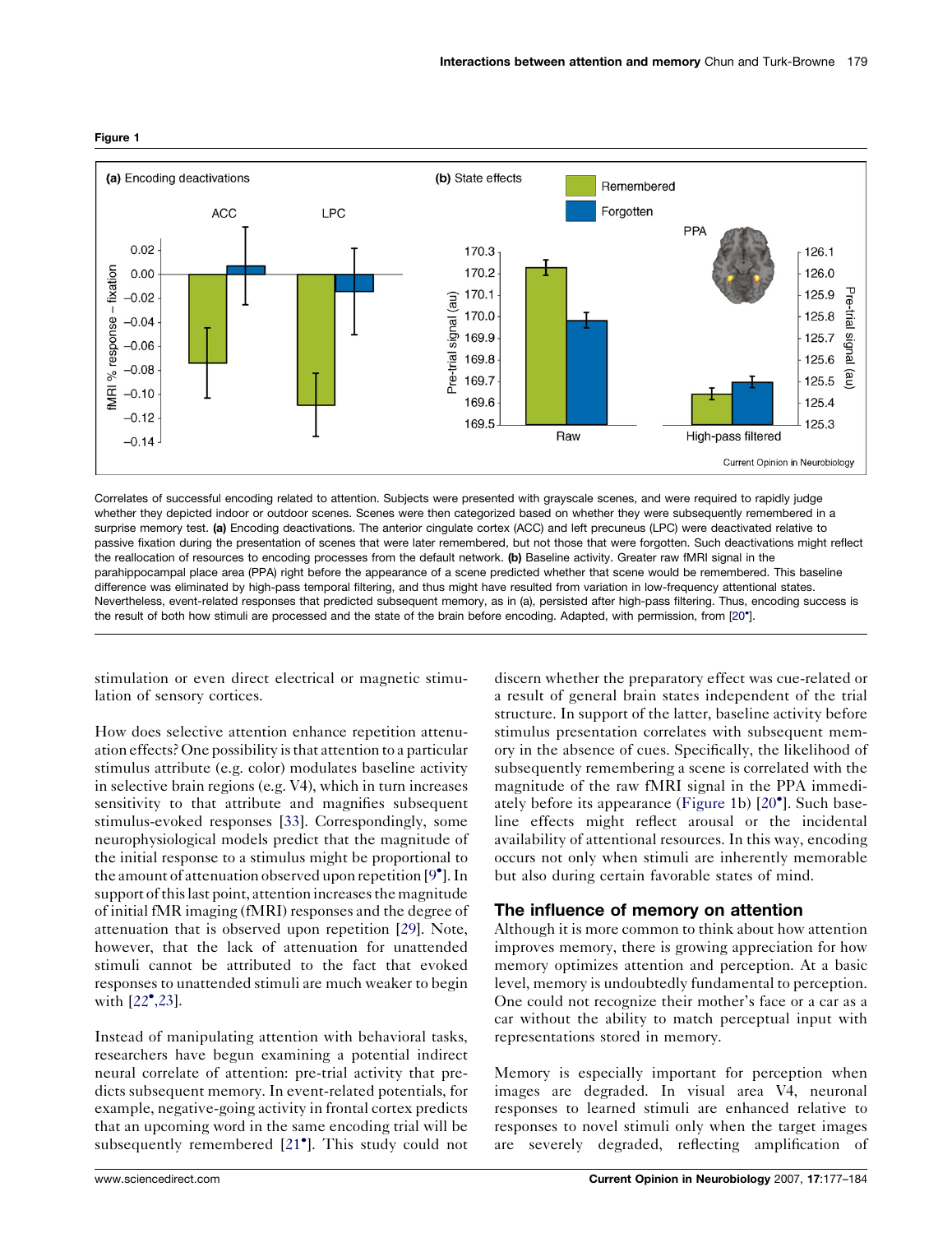**Figure 1**

Correlates of successful encoding related to attention. Subjects were presented with grayscale scenes, and were required to rapidly judge whether they depicted indoor or outdoor scenes. Scenes were then categorized based on whether they were subsequently remembered in a surprise memory test. **(a)** Encoding deactivations. The anterior cingulate cortex (ACC) and left precuneus (LPC) were deactivated relative to passive fixation during the presentation of scenes that were later remembered, but not those that were forgotten. Such deactivations might reflect the reallocation of resources to encoding processes from the default network. **(b)** Baseline activity. Greater raw fMRI signal in the parahippocampal place area (PPA) right before the appearance of a scene predicted whether that scene would be remembered. This baseline difference was eliminated by high-pass temporal filtering, and thus might have resulted from variation in low-frequency attentional states. Nevertheless, event-related responses that predicted subsequent memory, as in (a), persisted after high-pass filtering. Thus, encoding success is the result of both how stimuli are processed and the state of the brain before encoding. Adapted, with permission, from [20•].

stimulation or even direct electrical or magnetic stimulation of sensory cortices.

How does selective attention enhance repetition attenuation effects? One possibility is that attention to a particular stimulus attribute (e.g. color) modulates baseline activity in selective brain regions (e.g. V4), which in turn increases sensitivity to that attribute and magnifies subsequent stimulus-evoked responses [33]. Correspondingly, some neurophysiological models predict that the magnitude of the initial response to a stimulus might be proportional to the amount of attenuation observed upon repetition [9•]. In support of this last point, attention increases the magnitude of initial fMR imaging (fMRI) responses and the degree of attenuation that is observed upon repetition [29]. Note, however, that the lack of attenuation for unattended stimuli cannot be attributed to the fact that evoked responses to unattended stimuli are much weaker to begin with [22•,23].

Instead of manipulating attention with behavioral tasks, researchers have begun examining a potential indirect neural correlate of attention: pre-trial activity that predicts subsequent memory. In event-related potentials, for example, negative-going activity in frontal cortex predicts that an upcoming word in the same encoding trial will be subsequently remembered [21•]. This study could not discern whether the preparatory effect was cue-related or a result of general brain states independent of the trial structure. In support of the latter, baseline activity before stimulus presentation correlates with subsequent memory in the absence of cues. Specifically, the likelihood of subsequently remembering a scene is correlated with the magnitude of the raw fMRI signal in the PPA immediately before its appearance (Figure 1b) [20•]. Such baseline effects might reflect arousal or the incidental availability of attentional resources. In this way, encoding occurs not only when stimuli are inherently memorable but also during certain favorable states of mind.

## The influence of memory on attention

Although it is more common to think about how attention improves memory, there is growing appreciation for how memory optimizes attention and perception. At a basic level, memory is undoubtedly fundamental to perception. One could not recognize their mother's face or a car as a car without the ability to match perceptual input with representations stored in memory.

Memory is especially important for perception when images are degraded. In visual area V4, neuronal responses to learned stimuli are enhanced relative to responses to novel stimuli only when the target images are severely degraded, reflecting amplification of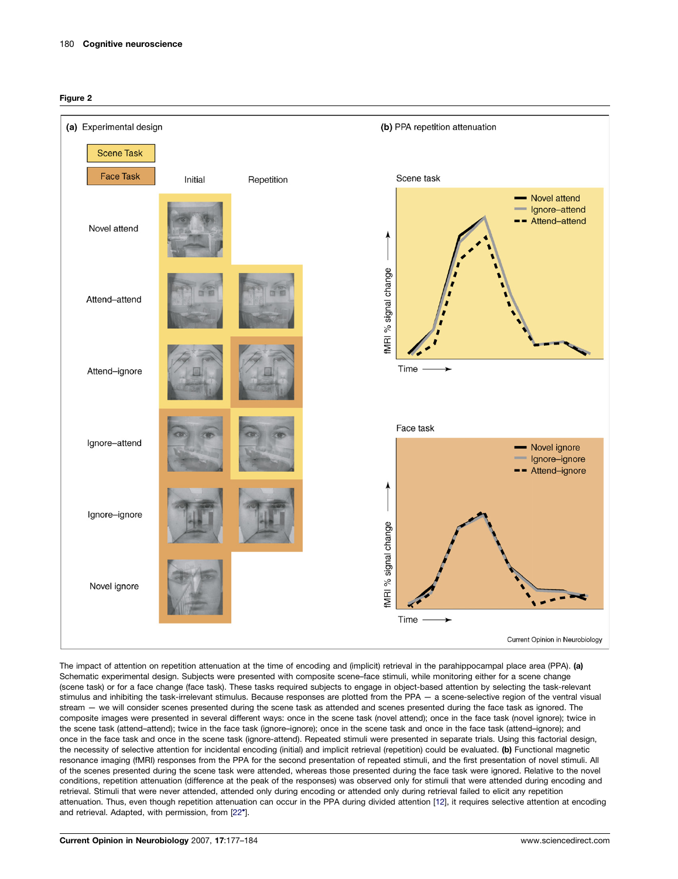**Figure 2**

The impact of attention on repetition attenuation at the time of encoding and (implicit) retrieval in the parahippocampal place area (PPA). **(a)** Schematic experimental design. Subjects were presented with composite scene–face stimuli, while monitoring either for a scene change (scene task) or for a face change (face task). These tasks required subjects to engage in object-based attention by selecting the task-relevant stimulus and inhibiting the task-irrelevant stimulus. Because responses are plotted from the PPA — a scene-selective region of the ventral visual stream — we will consider scenes presented during the scene task as attended and scenes presented during the face task as ignored. The composite images were presented in several different ways: once in the scene task (novel attend); once in the face task (novel ignore); twice in the scene task (attend–attend); twice in the face task (ignore–ignore); once in the scene task and once in the face task (attend–ignore); and once in the face task and once in the scene task (ignore-attend). Repeated stimuli were presented in separate trials. Using this factorial design, the necessity of selective attention for incidental encoding (initial) and implicit retrieval (repetition) could be evaluated. **(b)** Functional magnetic resonance imaging (fMRI) responses from the PPA for the second presentation of repeated stimuli, and the first presentation of novel stimuli. All of the scenes presented during the scene task were attended, whereas those presented during the face task were ignored. Relative to the novel conditions, repetition attenuation (difference at the peak of the responses) was observed only for stimuli that were attended during encoding and retrieval. Stimuli that were never attended, attended only during encoding or attended only during retrieval failed to elicit any repetition attenuation. Thus, even though repetition attenuation can occur in the PPA during divided attention [12], it requires selective attention at encoding and retrieval. Adapted, with permission, from [22•].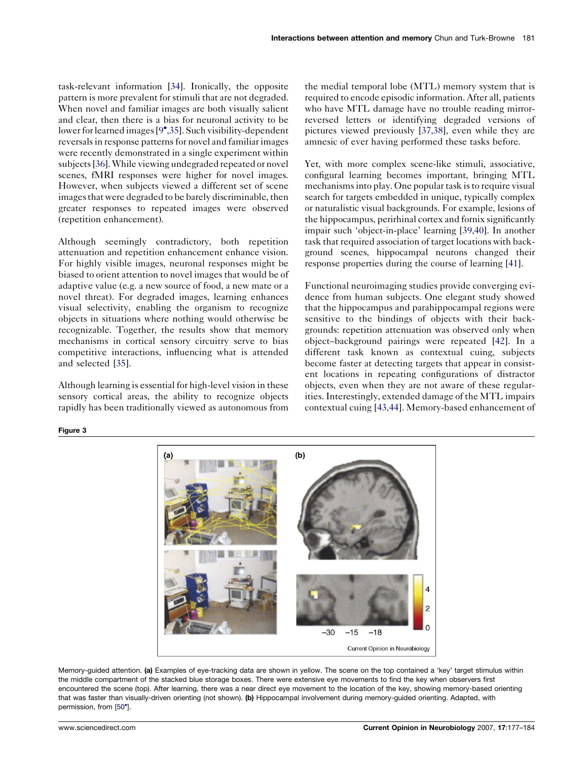task-relevant information [34]. Ironically, the opposite pattern is more prevalent for stimuli that are not degraded. When novel and familiar images are both visually salient and clear, then there is a bias for neuronal activity to be lower for learned images [9•,35]. Such visibility-dependent reversals in response patterns for novel and familiar images were recently demonstrated in a single experiment within subjects [36]. While viewing undegraded repeated or novel scenes, fMRI responses were higher for novel images. However, when subjects viewed a different set of scene images that were degraded to be barely discriminable, then greater responses to repeated images were observed (repetition enhancement).

Although seemingly contradictory, both repetition attenuation and repetition enhancement enhance vision. For highly visible images, neuronal responses might be biased to orient attention to novel images that would be of adaptive value (e.g. a new source of food, a new mate or a novel threat). For degraded images, learning enhances visual selectivity, enabling the organism to recognize objects in situations where nothing would otherwise be recognizable. Together, the results show that memory mechanisms in cortical sensory circuitry serve to bias competitive interactions, influencing what is attended and selected [35].

Although learning is essential for high-level vision in these sensory cortical areas, the ability to recognize objects rapidly has been traditionally viewed as autonomous from the medial temporal lobe (MTL) memory system that is required to encode episodic information. After all, patients who have MTL damage have no trouble reading mirror-reversed letters or identifying degraded versions of pictures viewed previously [37,38], even while they are amnesic of ever having performed these tasks before.

Yet, with more complex scene-like stimuli, associative, configural learning becomes important, bringing MTL mechanisms into play. One popular task is to require visual search for targets embedded in unique, typically complex or naturalistic visual backgrounds. For example, lesions of the hippocampus, perirhinal cortex and fornix significantly impair such 'object-in-place' learning [39,40]. In another task that required association of target locations with background scenes, hippocampal neurons changed their response properties during the course of learning [41].

Functional neuroimaging studies provide converging evidence from human subjects. One elegant study showed that the hippocampus and parahippocampal regions were sensitive to the bindings of objects with their backgrounds: repetition attenuation was observed only when object–background pairings were repeated [42]. In a different task known as contextual cuing, subjects become faster at detecting targets that appear in consistent locations in repeating configurations of distractor objects, even when they are not aware of these regularities. Interestingly, extended damage of the MTL impairs contextual cuing [43,44]. Memory-based enhancement of

**Figure 3**

Memory-guided attention. **(a)** Examples of eye-tracking data are shown in yellow. The scene on the top contained a 'key' target stimulus within the middle compartment of the stacked blue storage boxes. There were extensive eye movements to find the key when observers first encountered the scene (top). After learning, there was a near direct eye movement to the location of the key, showing memory-based orienting that was faster than visually-driven orienting (not shown). **(b)** Hippocampal involvement during memory-guided orienting. Adapted, with permission, from [50•].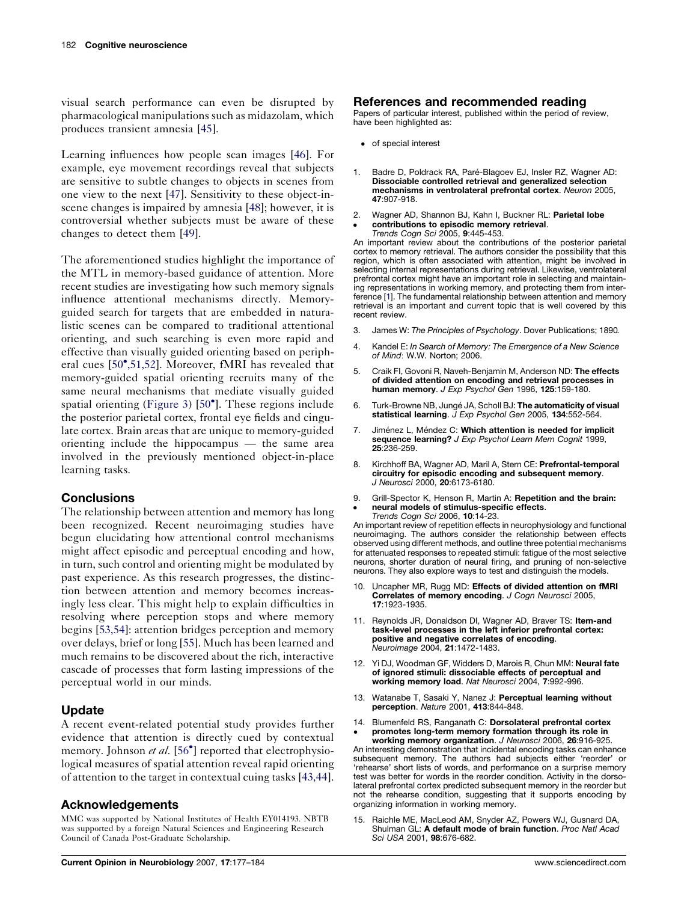visual search performance can even be disrupted by pharmacological manipulations such as midazolam, which produces transient amnesia [45].

Learning influences how people scan images [46]. For example, eye movement recordings reveal that subjects are sensitive to subtle changes to objects in scenes from one view to the next [47]. Sensitivity to these object-in-scene changes is impaired by amnesia [48]; however, it is controversial whether subjects must be aware of these changes to detect them [49].

The aforementioned studies highlight the importance of the MTL in memory-based guidance of attention. More recent studies are investigating how such memory signals influence attentional mechanisms directly. Memory-guided search for targets that are embedded in naturalistic scenes can be compared to traditional attentional orienting, and such searching is even more rapid and effective than visually guided orienting based on peripheral cues [50•,51,52]. Moreover, fMRI has revealed that memory-guided spatial orienting recruits many of the same neural mechanisms that mediate visually guided spatial orienting (Figure 3) [50•]. These regions include the posterior parietal cortex, frontal eye fields and cingulate cortex. Brain areas that are unique to memory-guided orienting include the hippocampus — the same area involved in the previously mentioned object-in-place learning tasks.

## Conclusions

The relationship between attention and memory has long been recognized. Recent neuroimaging studies have begun elucidating how attentional control mechanisms might affect episodic and perceptual encoding and how, in turn, such control and orienting might be modulated by past experience. As this research progresses, the distinction between attention and memory becomes increasingly less clear. This might help to explain difficulties in resolving where perception stops and where memory begins [53,54]: attention bridges perception and memory over delays, brief or long [55]. Much has been learned and much remains to be discovered about the rich, interactive cascade of processes that form lasting impressions of the perceptual world in our minds.

## Update

A recent event-related potential study provides further evidence that attention is directly cued by contextual memory. Johnson *et al.* [56•] reported that electrophysiological measures of spatial attention reveal rapid orienting of attention to the target in contextual cuing tasks [43,44].

## Acknowledgements

MMC was supported by National Institutes of Health EY014193. NBTB was supported by a foreign Natural Sciences and Engineering Research Council of Canada Post-Graduate Scholarship.

## References and recommended reading

Papers of particular interest, published within the period of review, have been highlighted as:

- • of special interest

1. Badre D, Poldrack RA, Paré-Blagoev EJ, Insler RZ, Wagner AD: **Dissociable controlled retrieval and generalized selection mechanisms in ventrolateral prefrontal cortex**. *Neuron* 2005, **47**:907-918.

2. • Wagner AD, Shannon BJ, Kahn I, Buckner RL: **Parietal lobe contributions to episodic memory retrieval**. *Trends Cogn Sci* 2005, **9**:445-453.
An important review about the contributions of the posterior parietal cortex to memory retrieval. The authors consider the possibility that this region, which is often associated with attention, might be involved in selecting internal representations during retrieval. Likewise, ventrolateral prefrontal cortex might have an important role in selecting and maintaining representations in working memory, and protecting them from interference [1]. The fundamental relationship between attention and memory retrieval is an important and current topic that is well covered by this recent review.

3. James W: *The Principles of Psychology*. Dover Publications; 1890.

4. Kandel E: *In Search of Memory: The Emergence of a New Science of Mind*: W.W. Norton; 2006.

5. Craik FI, Govoni R, Naveh-Benjamin M, Anderson ND: **The effects of divided attention on encoding and retrieval processes in human memory**. *J Exp Psychol Gen* 1996, **125**:159-180.

6. Turk-Browne NB, Jungé JA, Scholl BJ: **The automaticity of visual statistical learning**. *J Exp Psychol Gen* 2005, **134**:552-564.

7. Jiménez L, Méndez C: **Which attention is needed for implicit sequence learning?** *J Exp Psychol Learn Mem Cognit* 1999, **25**:236-259.

8. Kirchhoff BA, Wagner AD, Maril A, Stern CE: **Prefrontal-temporal circuitry for episodic encoding and subsequent memory**. *J Neurosci* 2000, **20**:6173-6180.

9. • Grill-Spector K, Henson R, Martin A: **Repetition and the brain: neural models of stimulus-specific effects**. *Trends Cogn Sci* 2006, **10**:14-23.
An important review of repetition effects in neurophysiology and functional neuroimaging. The authors consider the relationship between effects observed using different methods, and outline three potential mechanisms for attenuated responses to repeated stimuli: fatigue of the most selective neurons, shorter duration of neural firing, and pruning of non-selective neurons. They also explore ways to test and distinguish the models.

10. Uncapher MR, Rugg MD: **Effects of divided attention on fMRI Correlates of memory encoding**. *J Cogn Neurosci* 2005, **17**:1923-1935.

11. Reynolds JR, Donaldson DI, Wagner AD, Braver TS: **Item-and task-level processes in the left inferior prefrontal cortex: positive and negative correlates of encoding**. *Neuroimage* 2004, **21**:1472-1483.

12. Yi DJ, Woodman GF, Widders D, Marois R, Chun MM: **Neural fate of ignored stimuli: dissociable effects of perceptual and working memory load**. *Nat Neurosci* 2004, **7**:992-996.

13. Watanabe T, Sasaki Y, Nanez J: **Perceptual learning without perception**. *Nature* 2001, **413**:844-848.

14. • Blumenfeld RS, Ranganath C: **Dorsolateral prefrontal cortex promotes long-term memory formation through its role in working memory organization**. *J Neurosci* 2006, **26**:916-925.
An interesting demonstration that incidental encoding tasks can enhance subsequent memory. The authors had subjects either 'reorder' or 'rehearse' short lists of words, and performance on a surprise memory test was better for words in the reorder condition. Activity in the dorsolateral prefrontal cortex predicted subsequent memory in the reorder but not the rehearse condition, suggesting that it supports encoding by organizing information in working memory.

15. Raichle ME, MacLeod AM, Snyder AZ, Powers WJ, Gusnard DA, Shulman GL: **A default mode of brain function**. *Proc Natl Acad Sci USA* 2001, **98**:676-682.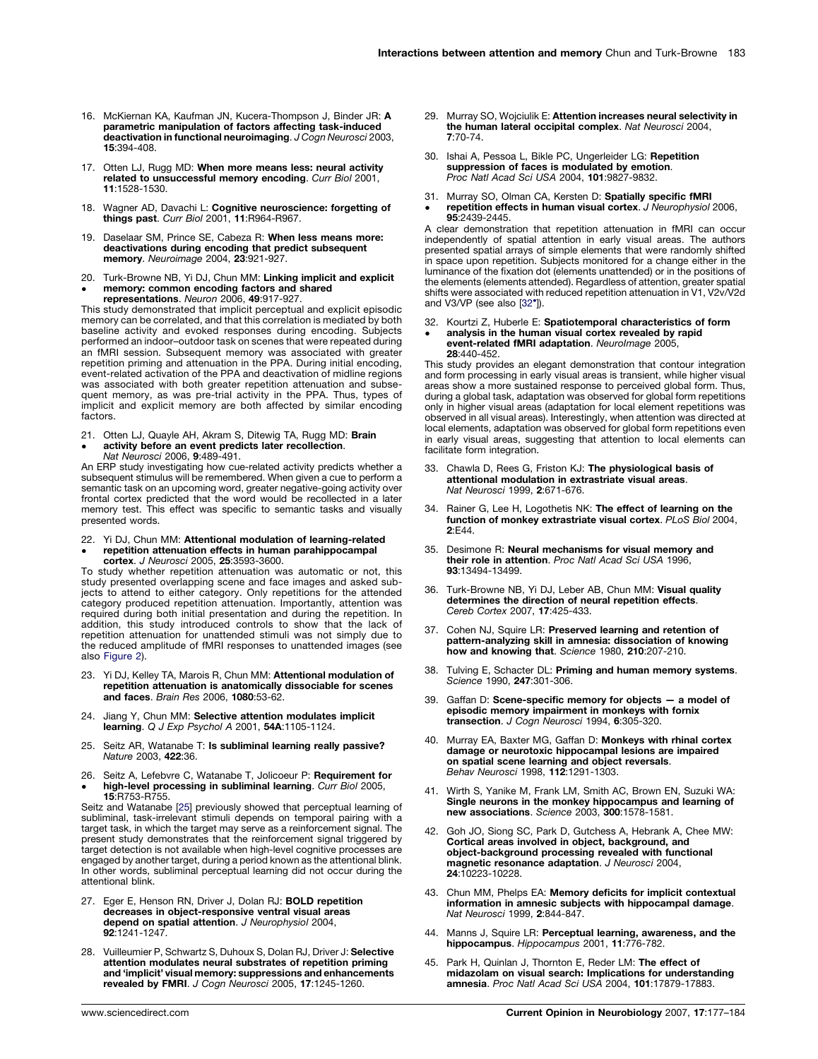16. McKiernan KA, Kaufman JN, Kucera-Thompson J, Binder JR: **A parametric manipulation of factors affecting task-induced deactivation in functional neuroimaging**. *J Cogn Neurosci* 2003, **15**:394-408.

17. Otten LJ, Rugg MD: **When more means less: neural activity related to unsuccessful memory encoding**. *Curr Biol* 2001, **11**:1528-1530.

18. Wagner AD, Davachi L: **Cognitive neuroscience: forgetting of things past**. *Curr Biol* 2001, **11**:R964-R967.

19. Daselaar SM, Prince SE, Cabeza R: **When less means more: deactivations during encoding that predict subsequent memory**. *Neuroimage* 2004, **23**:921-927.

20. • Turk-Browne NB, Yi DJ, Chun MM: **Linking implicit and explicit memory: common encoding factors and shared representations**. *Neuron* 2006, **49**:917-927.

This study demonstrated that implicit perceptual and explicit episodic memory can be correlated, and that this correlation is mediated by both baseline activity and evoked responses during encoding. Subjects performed an indoor–outdoor task on scenes that were repeated during an fMRI session. Subsequent memory was associated with greater repetition priming and attenuation in the PPA. During initial encoding, event-related activation of the PPA and deactivation of midline regions was associated with both greater repetition attenuation and subsequent memory, as was pre-trial activity in the PPA. Thus, types of implicit and explicit memory are both affected by similar encoding factors.

21. • Otten LJ, Quayle AH, Akram S, Ditewig TA, Rugg MD: **Brain activity before an event predicts later recollection**. *Nat Neurosci* 2006, **9**:489-491.

An ERP study investigating how cue-related activity predicts whether a subsequent stimulus will be remembered. When given a cue to perform a semantic task on an upcoming word, greater negative-going activity over frontal cortex predicted that the word would be recollected in a later memory test. This effect was specific to semantic tasks and visually presented words.

22. • Yi DJ, Chun MM: **Attentional modulation of learning-related repetition attenuation effects in human parahippocampal cortex**. *J Neurosci* 2005, **25**:3593-3600.

To study whether repetition attenuation was automatic or not, this study presented overlapping scene and face images and asked subjects to attend to either category. Only repetitions for the attended category produced repetition attenuation. Importantly, attention was required during both initial presentation and during the repetition. In addition, this study introduced controls to show that the lack of repetition attenuation for unattended stimuli was not simply due to the reduced amplitude of fMRI responses to unattended images (see also Figure 2).

23. Yi DJ, Kelley TA, Marois R, Chun MM: **Attentional modulation of repetition attenuation is anatomically dissociable for scenes and faces**. *Brain Res* 2006, **1080**:53-62.

24. Jiang Y, Chun MM: **Selective attention modulates implicit learning**. *Q J Exp Psychol A* 2001, **54A**:1105-1124.

25. Seitz AR, Watanabe T: **Is subliminal learning really passive?** *Nature* 2003, **422**:36.

26. • Seitz A, Lefebvre C, Watanabe T, Jolicoeur P: **Requirement for high-level processing in subliminal learning**. *Curr Biol* 2005, **15**:R753-R755.

Seitz and Watanabe [25] previously showed that perceptual learning of subliminal, task-irrelevant stimuli depends on temporal pairing with a target task, in which the target may serve as a reinforcement signal. The present study demonstrates that the reinforcement signal triggered by target detection is not available when high-level cognitive processes are engaged by another target, during a period known as the attentional blink. In other words, subliminal perceptual learning did not occur during the attentional blink.

27. Eger E, Henson RN, Driver J, Dolan RJ: **BOLD repetition decreases in object-responsive ventral visual areas depend on spatial attention**. *J Neurophysiol* 2004, **92**:1241-1247.

28. Vuilleumier P, Schwartz S, Duhoux S, Dolan RJ, Driver J: **Selective attention modulates neural substrates of repetition priming and 'implicit' visual memory: suppressions and enhancements revealed by FMRI**. *J Cogn Neurosci* 2005, **17**:1245-1260.

29. Murray SO, Wojciulik E: **Attention increases neural selectivity in the human lateral occipital complex**. *Nat Neurosci* 2004, **7**:70-74.

30. Ishai A, Pessoa L, Bikle PC, Ungerleider LG: **Repetition suppression of faces is modulated by emotion**. *Proc Natl Acad Sci USA* 2004, **101**:9827-9832.

31. • Murray SO, Olman CA, Kersten D: **Spatially specific fMRI repetition effects in human visual cortex**. *J Neurophysiol* 2006, **95**:2439-2445.

A clear demonstration that repetition attenuation in fMRI can occur independently of spatial attention in early visual areas. The authors presented spatial arrays of simple elements that were randomly shifted in space upon repetition. Subjects monitored for a change either in the luminance of the fixation dot (elements unattended) or in the positions of the elements (elements attended). Regardless of attention, greater spatial shifts were associated with reduced repetition attenuation in V1, V2v/V2d and V3/VP (see also [32•]).

32. • Kourtzi Z, Huberle E: **Spatiotemporal characteristics of form analysis in the human visual cortex revealed by rapid event-related fMRI adaptation**. *NeuroImage* 2005, **28**:440-452.

This study provides an elegant demonstration that contour integration and form processing in early visual areas is transient, while higher visual areas show a more sustained response to perceived global form. Thus, during a global task, adaptation was observed for global form repetitions only in higher visual areas (adaptation for local element repetitions was observed in all visual areas). Interestingly, when attention was directed at local elements, adaptation was observed for global form repetitions even in early visual areas, suggesting that attention to local elements can facilitate form integration.

33. Chawla D, Rees G, Friston KJ: **The physiological basis of attentional modulation in extrastriate visual areas**. *Nat Neurosci* 1999, **2**:671-676.

34. Rainer G, Lee H, Logothetis NK: **The effect of learning on the function of monkey extrastriate visual cortex**. *PLoS Biol* 2004, **2**:E44.

35. Desimone R: **Neural mechanisms for visual memory and their role in attention**. *Proc Natl Acad Sci USA* 1996, **93**:13494-13499.

36. Turk-Browne NB, Yi DJ, Leber AB, Chun MM: **Visual quality determines the direction of neural repetition effects**. *Cereb Cortex* 2007, **17**:425-433.

37. Cohen NJ, Squire LR: **Preserved learning and retention of pattern-analyzing skill in amnesia: dissociation of knowing how and knowing that**. *Science* 1980, **210**:207-210.

38. Tulving E, Schacter DL: **Priming and human memory systems**. *Science* 1990, **247**:301-306.

39. Gaffan D: **Scene-specific memory for objects — a model of episodic memory impairment in monkeys with fornix transection**. *J Cogn Neurosci* 1994, **6**:305-320.

40. Murray EA, Baxter MG, Gaffan D: **Monkeys with rhinal cortex damage or neurotoxic hippocampal lesions are impaired on spatial scene learning and object reversals**. *Behav Neurosci* 1998, **112**:1291-1303.

41. Wirth S, Yanike M, Frank LM, Smith AC, Brown EN, Suzuki WA: **Single neurons in the monkey hippocampus and learning of new associations**. *Science* 2003, **300**:1578-1581.

42. Goh JO, Siong SC, Park D, Gutchess A, Hebrank A, Chee MW: **Cortical areas involved in object, background, and object-background processing revealed with functional magnetic resonance adaptation**. *J Neurosci* 2004, **24**:10223-10228.

43. Chun MM, Phelps EA: **Memory deficits for implicit contextual information in amnesic subjects with hippocampal damage**. *Nat Neurosci* 1999, **2**:844-847.

44. Manns J, Squire LR: **Perceptual learning, awareness, and the hippocampus**. *Hippocampus* 2001, **11**:776-782.

45. Park H, Quinlan J, Thornton E, Reder LM: **The effect of midazolam on visual search: Implications for understanding amnesia**. *Proc Natl Acad Sci USA* 2004, **101**:17879-17883.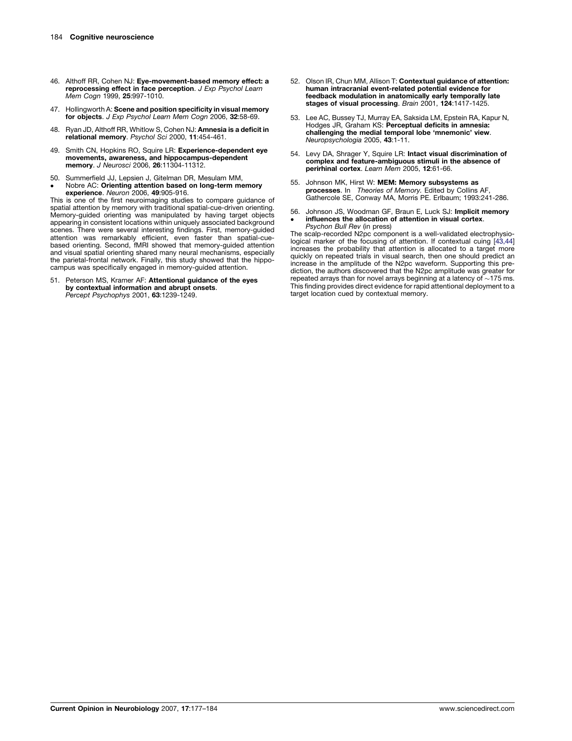46. Althoff RR, Cohen NJ: **Eye-movement-based memory effect: a reprocessing effect in face perception**. *J Exp Psychol Learn Mem Cogn* 1999, **25**:997-1010.

47. Hollingworth A: **Scene and position specificity in visual memory for objects**. *J Exp Psychol Learn Mem Cogn* 2006, **32**:58-69.

48. Ryan JD, Althoff RR, Whitlow S, Cohen NJ: **Amnesia is a deficit in relational memory**. *Psychol Sci* 2000, **11**:454-461.

49. Smith CN, Hopkins RO, Squire LR: **Experience-dependent eye movements, awareness, and hippocampus-dependent memory**. *J Neurosci* 2006, **26**:11304-11312.

50. • Summerfield JJ, Lepsien J, Gitelman DR, Mesulam MM, Nobre AC: **Orienting attention based on long-term memory experience**. *Neuron* 2006, **49**:905-916.

This is one of the first neuroimaging studies to compare guidance of spatial attention by memory with traditional spatial-cue-driven orienting. Memory-guided orienting was manipulated by having target objects appearing in consistent locations within uniquely associated background scenes. There were several interesting findings. First, memory-guided attention was remarkably efficient, even faster than spatial-cue-based orienting. Second, fMRI showed that memory-guided attention and visual spatial orienting shared many neural mechanisms, especially the parietal-frontal network. Finally, this study showed that the hippocampus was specifically engaged in memory-guided attention.

51. Peterson MS, Kramer AF: **Attentional guidance of the eyes by contextual information and abrupt onsets**. *Percept Psychophys* 2001, **63**:1239-1249.

52. Olson IR, Chun MM, Allison T: **Contextual guidance of attention: human intracranial event-related potential evidence for feedback modulation in anatomically early temporally late stages of visual processing**. *Brain* 2001, **124**:1417-1425.

53. Lee AC, Bussey TJ, Murray EA, Saksida LM, Epstein RA, Kapur N, Hodges JR, Graham KS: **Perceptual deficits in amnesia: challenging the medial temporal lobe 'mnemonic' view**. *Neuropsychologia* 2005, **43**:1-11.

54. Levy DA, Shrager Y, Squire LR: **Intact visual discrimination of complex and feature-ambiguous stimuli in the absence of perirhinal cortex**. *Learn Mem* 2005, **12**:61-66.

55. Johnson MK, Hirst W: **MEM: Memory subsystems as processes**. In *Theories of Memory*. Edited by Collins AF, Gathercole SE, Conway MA, Morris PE. Erlbaum; 1993:241-286.

56. • Johnson JS, Woodman GF, Braun E, Luck SJ: **Implicit memory influences the allocation of attention in visual cortex**. *Psychon Bull Rev* (in press)

The scalp-recorded N2pc component is a well-validated electrophysiological marker of the focusing of attention. If contextual cuing [43,44] increases the probability that attention is allocated to a target more quickly on repeated trials in visual search, then one should predict an increase in the amplitude of the N2pc waveform. Supporting this prediction, the authors discovered that the N2pc amplitude was greater for repeated arrays than for novel arrays beginning at a latency of ~175 ms. This finding provides direct evidence for rapid attentional deployment to a target location cued by contextual memory.